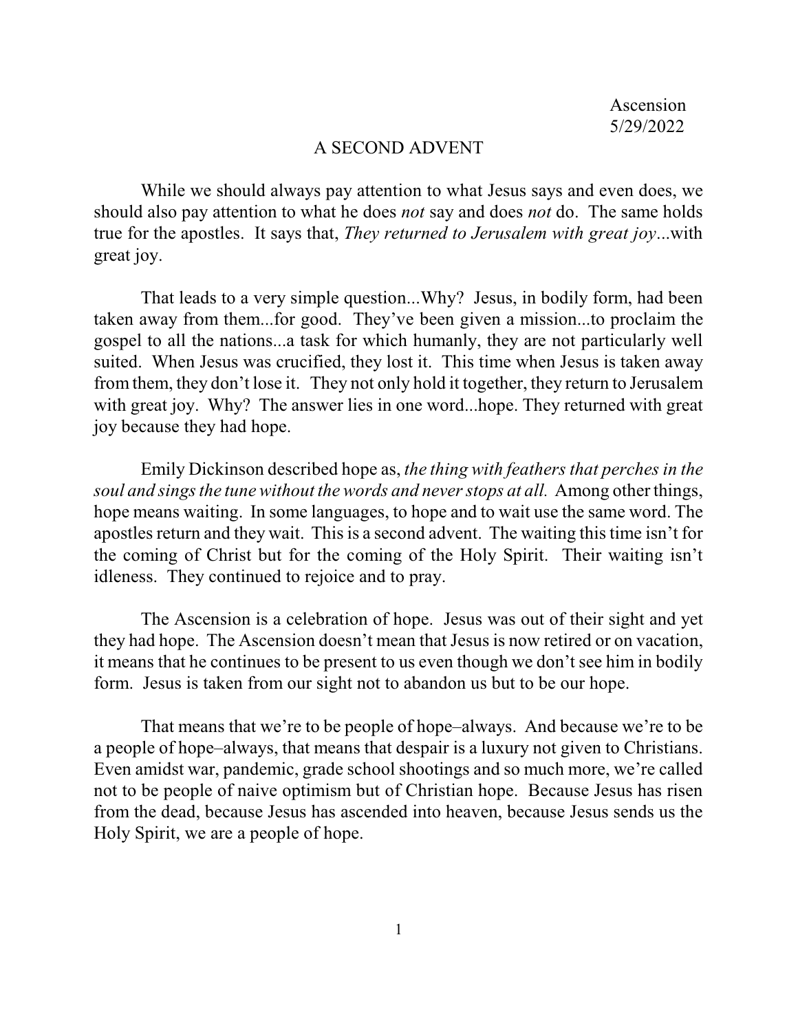Ascension
5/29/2022

# A SECOND ADVENT

While we should always pay attention to what Jesus says and even does, we should also pay attention to what he does *not* say and does *not* do. The same holds true for the apostles. It says that, *They returned to Jerusalem with great joy*...with great joy.

That leads to a very simple question...Why? Jesus, in bodily form, had been taken away from them...for good. They've been given a mission...to proclaim the gospel to all the nations...a task for which humanly, they are not particularly well suited. When Jesus was crucified, they lost it. This time when Jesus is taken away from them, they don't lose it. They not only hold it together, they return to Jerusalem with great joy. Why? The answer lies in one word...hope. They returned with great joy because they had hope.

Emily Dickinson described hope as, *the thing with feathers that perches in the soul and sings the tune without the words and never stops at all.* Among other things, hope means waiting. In some languages, to hope and to wait use the same word. The apostles return and they wait. This is a second advent. The waiting this time isn't for the coming of Christ but for the coming of the Holy Spirit. Their waiting isn't idleness. They continued to rejoice and to pray.

The Ascension is a celebration of hope. Jesus was out of their sight and yet they had hope. The Ascension doesn't mean that Jesus is now retired or on vacation, it means that he continues to be present to us even though we don't see him in bodily form. Jesus is taken from our sight not to abandon us but to be our hope.

That means that we're to be people of hope–always. And because we're to be a people of hope–always, that means that despair is a luxury not given to Christians. Even amidst war, pandemic, grade school shootings and so much more, we're called not to be people of naive optimism but of Christian hope. Because Jesus has risen from the dead, because Jesus has ascended into heaven, because Jesus sends us the Holy Spirit, we are a people of hope.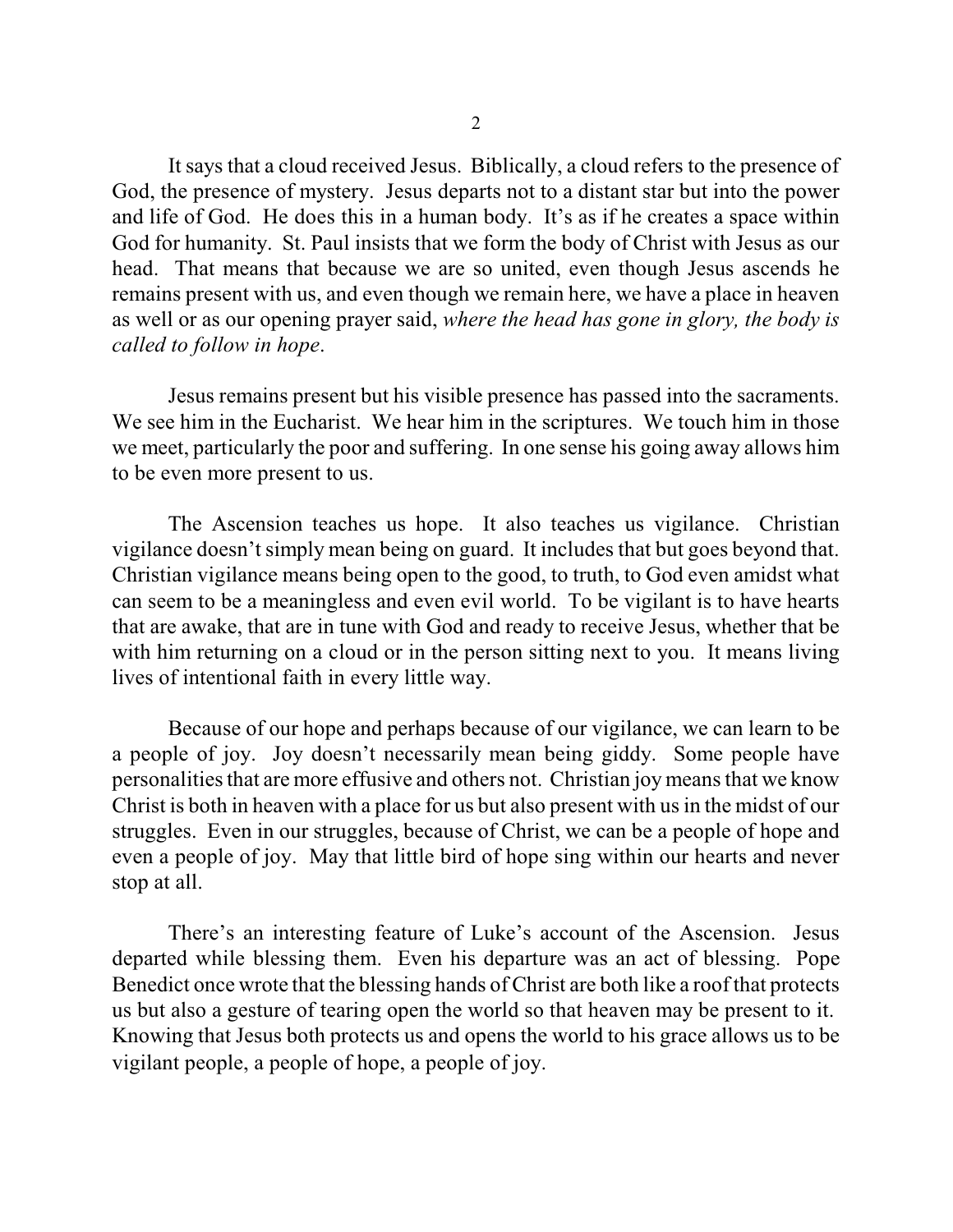It says that a cloud received Jesus. Biblically, a cloud refers to the presence of God, the presence of mystery. Jesus departs not to a distant star but into the power and life of God. He does this in a human body. It's as if he creates a space within God for humanity. St. Paul insists that we form the body of Christ with Jesus as our head. That means that because we are so united, even though Jesus ascends he remains present with us, and even though we remain here, we have a place in heaven as well or as our opening prayer said, *where the head has gone in glory, the body is called to follow in hope*.

Jesus remains present but his visible presence has passed into the sacraments. We see him in the Eucharist. We hear him in the scriptures. We touch him in those we meet, particularly the poor and suffering. In one sense his going away allows him to be even more present to us.

The Ascension teaches us hope. It also teaches us vigilance. Christian vigilance doesn't simply mean being on guard. It includes that but goes beyond that. Christian vigilance means being open to the good, to truth, to God even amidst what can seem to be a meaningless and even evil world. To be vigilant is to have hearts that are awake, that are in tune with God and ready to receive Jesus, whether that be with him returning on a cloud or in the person sitting next to you. It means living lives of intentional faith in every little way.

Because of our hope and perhaps because of our vigilance, we can learn to be a people of joy. Joy doesn't necessarily mean being giddy. Some people have personalities that are more effusive and others not. Christian joy means that we know Christ is both in heaven with a place for us but also present with us in the midst of our struggles. Even in our struggles, because of Christ, we can be a people of hope and even a people of joy. May that little bird of hope sing within our hearts and never stop at all.

There's an interesting feature of Luke's account of the Ascension. Jesus departed while blessing them. Even his departure was an act of blessing. Pope Benedict once wrote that the blessing hands of Christ are both like a roof that protects us but also a gesture of tearing open the world so that heaven may be present to it. Knowing that Jesus both protects us and opens the world to his grace allows us to be vigilant people, a people of hope, a people of joy.